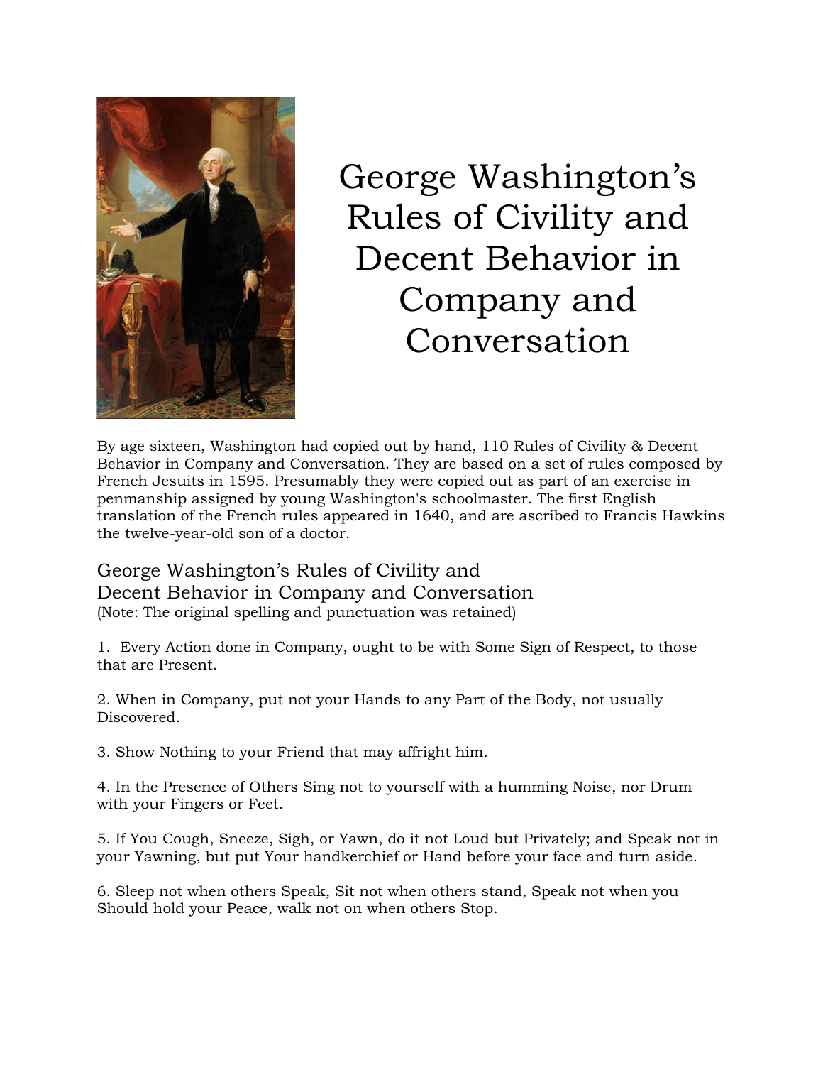# George Washington's Rules of Civility and Decent Behavior in Company and Conversation

By age sixteen, Washington had copied out by hand, 110 Rules of Civility & Decent Behavior in Company and Conversation. They are based on a set of rules composed by French Jesuits in 1595. Presumably they were copied out as part of an exercise in penmanship assigned by young Washington's schoolmaster. The first English translation of the French rules appeared in 1640, and are ascribed to Francis Hawkins the twelve-year-old son of a doctor.

## George Washington's Rules of Civility and Decent Behavior in Company and Conversation

(Note: The original spelling and punctuation was retained)

1. Every Action done in Company, ought to be with Some Sign of Respect, to those that are Present.

2. When in Company, put not your Hands to any Part of the Body, not usually Discovered.

3. Show Nothing to your Friend that may affright him.

4. In the Presence of Others Sing not to yourself with a humming Noise, nor Drum with your Fingers or Feet.

5. If You Cough, Sneeze, Sigh, or Yawn, do it not Loud but Privately; and Speak not in your Yawning, but put Your handkerchief or Hand before your face and turn aside.

6. Sleep not when others Speak, Sit not when others stand, Speak not when you Should hold your Peace, walk not on when others Stop.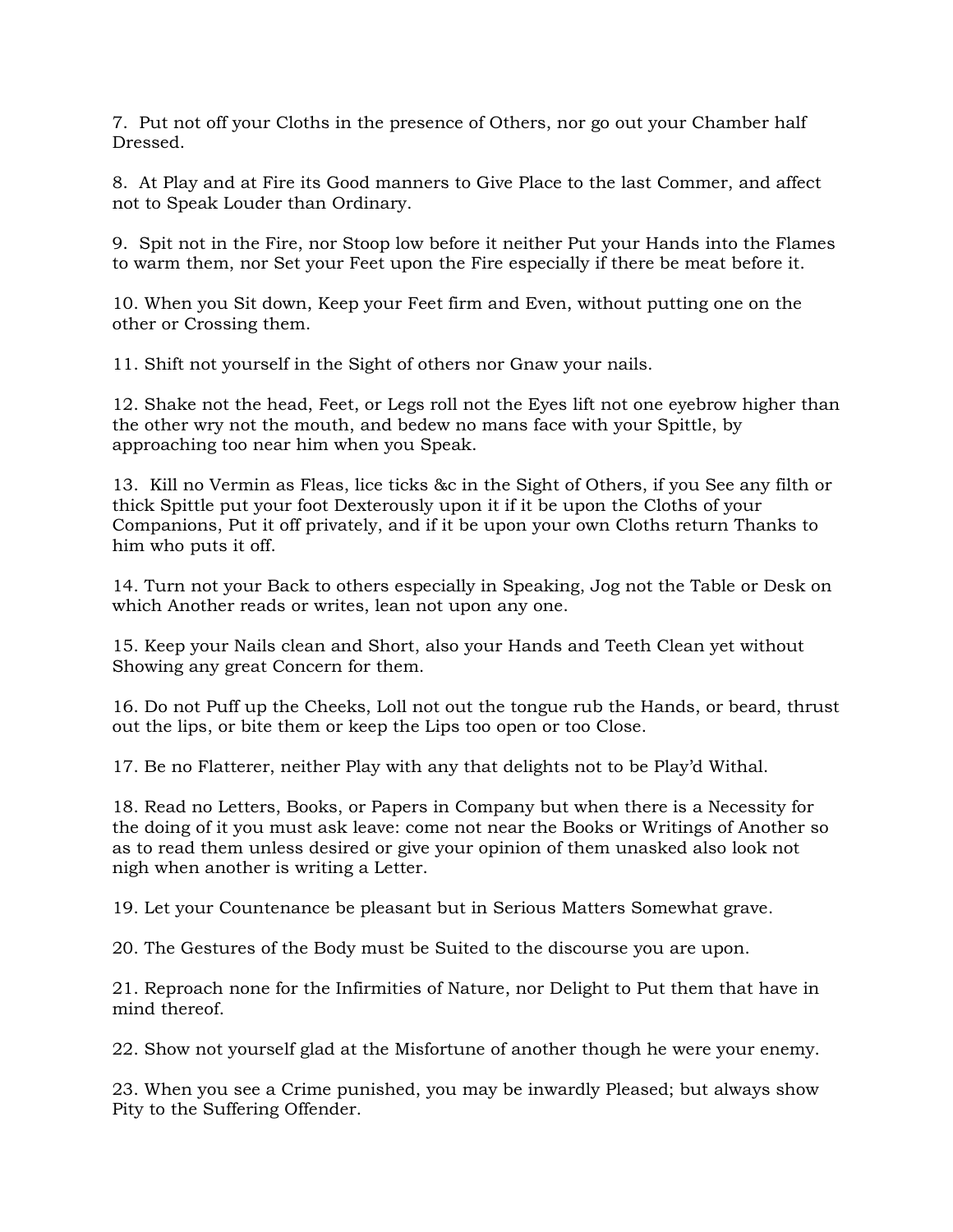7. Put not off your Cloths in the presence of Others, nor go out your Chamber half Dressed.

8. At Play and at Fire its Good manners to Give Place to the last Commer, and affect not to Speak Louder than Ordinary.

9. Spit not in the Fire, nor Stoop low before it neither Put your Hands into the Flames to warm them, nor Set your Feet upon the Fire especially if there be meat before it.

10. When you Sit down, Keep your Feet firm and Even, without putting one on the other or Crossing them.

11. Shift not yourself in the Sight of others nor Gnaw your nails.

12. Shake not the head, Feet, or Legs roll not the Eyes lift not one eyebrow higher than the other wry not the mouth, and bedew no mans face with your Spittle, by approaching too near him when you Speak.

13. Kill no Vermin as Fleas, lice ticks &c in the Sight of Others, if you See any filth or thick Spittle put your foot Dexterously upon it if it be upon the Cloths of your Companions, Put it off privately, and if it be upon your own Cloths return Thanks to him who puts it off.

14. Turn not your Back to others especially in Speaking, Jog not the Table or Desk on which Another reads or writes, lean not upon any one.

15. Keep your Nails clean and Short, also your Hands and Teeth Clean yet without Showing any great Concern for them.

16. Do not Puff up the Cheeks, Loll not out the tongue rub the Hands, or beard, thrust out the lips, or bite them or keep the Lips too open or too Close.

17. Be no Flatterer, neither Play with any that delights not to be Play'd Withal.

18. Read no Letters, Books, or Papers in Company but when there is a Necessity for the doing of it you must ask leave: come not near the Books or Writings of Another so as to read them unless desired or give your opinion of them unasked also look not nigh when another is writing a Letter.

19. Let your Countenance be pleasant but in Serious Matters Somewhat grave.

20. The Gestures of the Body must be Suited to the discourse you are upon.

21. Reproach none for the Infirmities of Nature, nor Delight to Put them that have in mind thereof.

22. Show not yourself glad at the Misfortune of another though he were your enemy.

23. When you see a Crime punished, you may be inwardly Pleased; but always show Pity to the Suffering Offender.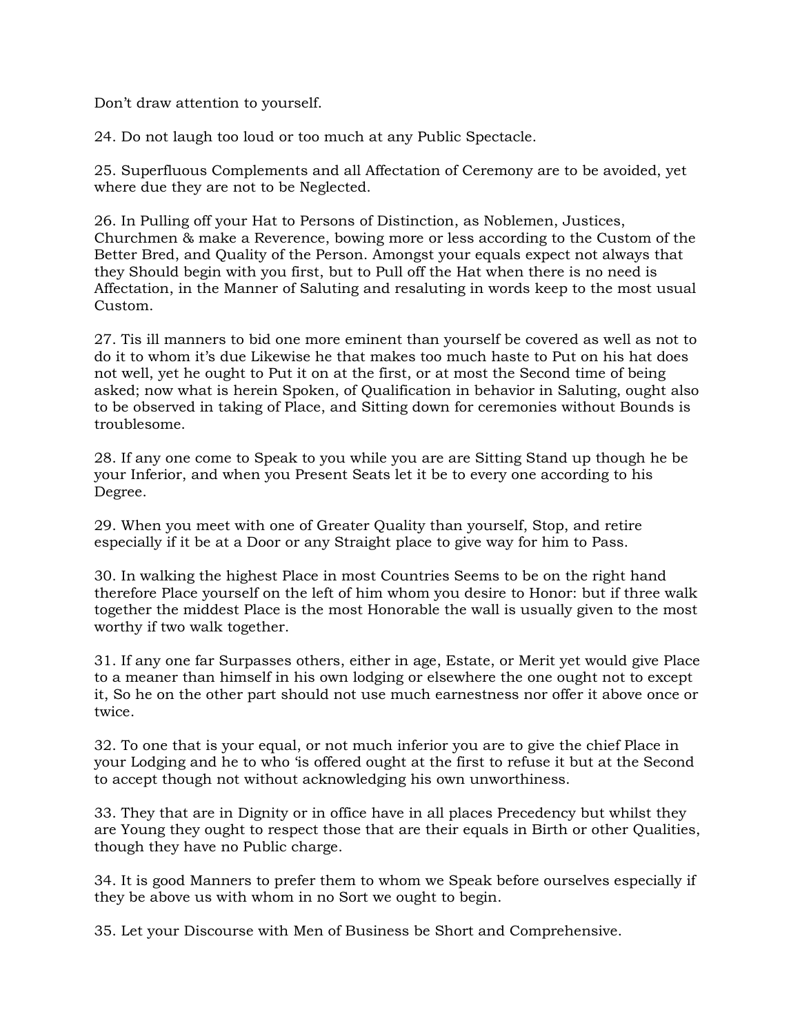Don’t draw attention to yourself.

24. Do not laugh too loud or too much at any Public Spectacle.

25. Superfluous Complements and all Affectation of Ceremony are to be avoided, yet where due they are not to be Neglected.

26. In Pulling off your Hat to Persons of Distinction, as Noblemen, Justices, Churchmen & make a Reverence, bowing more or less according to the Custom of the Better Bred, and Quality of the Person. Amongst your equals expect not always that they Should begin with you first, but to Pull off the Hat when there is no need is Affectation, in the Manner of Saluting and resaluting in words keep to the most usual Custom.

27. Tis ill manners to bid one more eminent than yourself be covered as well as not to do it to whom it’s due Likewise he that makes too much haste to Put on his hat does not well, yet he ought to Put it on at the first, or at most the Second time of being asked; now what is herein Spoken, of Qualification in behavior in Saluting, ought also to be observed in taking of Place, and Sitting down for ceremonies without Bounds is troublesome.

28. If any one come to Speak to you while you are are Sitting Stand up though he be your Inferior, and when you Present Seats let it be to every one according to his Degree.

29. When you meet with one of Greater Quality than yourself, Stop, and retire especially if it be at a Door or any Straight place to give way for him to Pass.

30. In walking the highest Place in most Countries Seems to be on the right hand therefore Place yourself on the left of him whom you desire to Honor: but if three walk together the middest Place is the most Honorable the wall is usually given to the most worthy if two walk together.

31. If any one far Surpasses others, either in age, Estate, or Merit yet would give Place to a meaner than himself in his own lodging or elsewhere the one ought not to except it, So he on the other part should not use much earnestness nor offer it above once or twice.

32. To one that is your equal, or not much inferior you are to give the chief Place in your Lodging and he to who ‘is offered ought at the first to refuse it but at the Second to accept though not without acknowledging his own unworthiness.

33. They that are in Dignity or in office have in all places Precedency but whilst they are Young they ought to respect those that are their equals in Birth or other Qualities, though they have no Public charge.

34. It is good Manners to prefer them to whom we Speak before ourselves especially if they be above us with whom in no Sort we ought to begin.

35. Let your Discourse with Men of Business be Short and Comprehensive.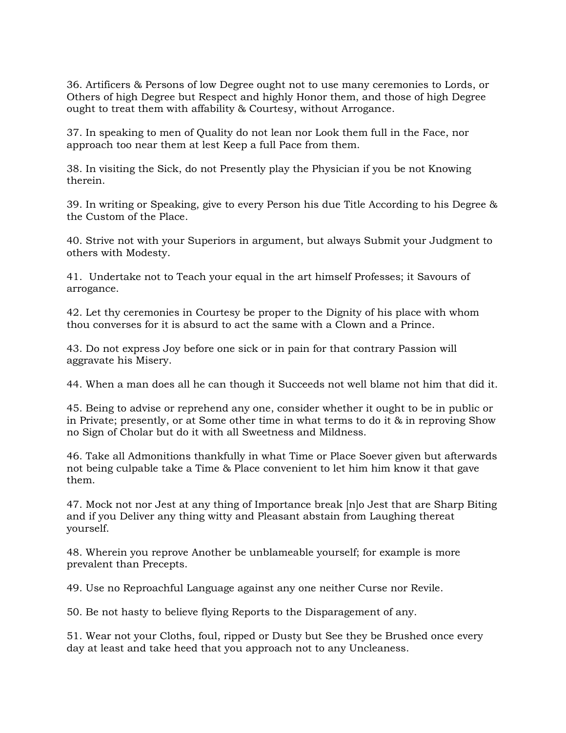36. Artificers & Persons of low Degree ought not to use many ceremonies to Lords, or Others of high Degree but Respect and highly Honor them, and those of high Degree ought to treat them with affability & Courtesy, without Arrogance.

37. In speaking to men of Quality do not lean nor Look them full in the Face, nor approach too near them at lest Keep a full Pace from them.

38. In visiting the Sick, do not Presently play the Physician if you be not Knowing therein.

39. In writing or Speaking, give to every Person his due Title According to his Degree & the Custom of the Place.

40. Strive not with your Superiors in argument, but always Submit your Judgment to others with Modesty.

41. Undertake not to Teach your equal in the art himself Professes; it Savours of arrogance.

42. Let thy ceremonies in Courtesy be proper to the Dignity of his place with whom thou converses for it is absurd to act the same with a Clown and a Prince.

43. Do not express Joy before one sick or in pain for that contrary Passion will aggravate his Misery.

44. When a man does all he can though it Succeeds not well blame not him that did it.

45. Being to advise or reprehend any one, consider whether it ought to be in public or in Private; presently, or at Some other time in what terms to do it & in reproving Show no Sign of Cholar but do it with all Sweetness and Mildness.

46. Take all Admonitions thankfully in what Time or Place Soever given but afterwards not being culpable take a Time & Place convenient to let him him know it that gave them.

47. Mock not nor Jest at any thing of Importance break [n]o Jest that are Sharp Biting and if you Deliver any thing witty and Pleasant abstain from Laughing thereat yourself.

48. Wherein you reprove Another be unblameable yourself; for example is more prevalent than Precepts.

49. Use no Reproachful Language against any one neither Curse nor Revile.

50. Be not hasty to believe flying Reports to the Disparagement of any.

51. Wear not your Cloths, foul, ripped or Dusty but See they be Brushed once every day at least and take heed that you approach not to any Uncleaness.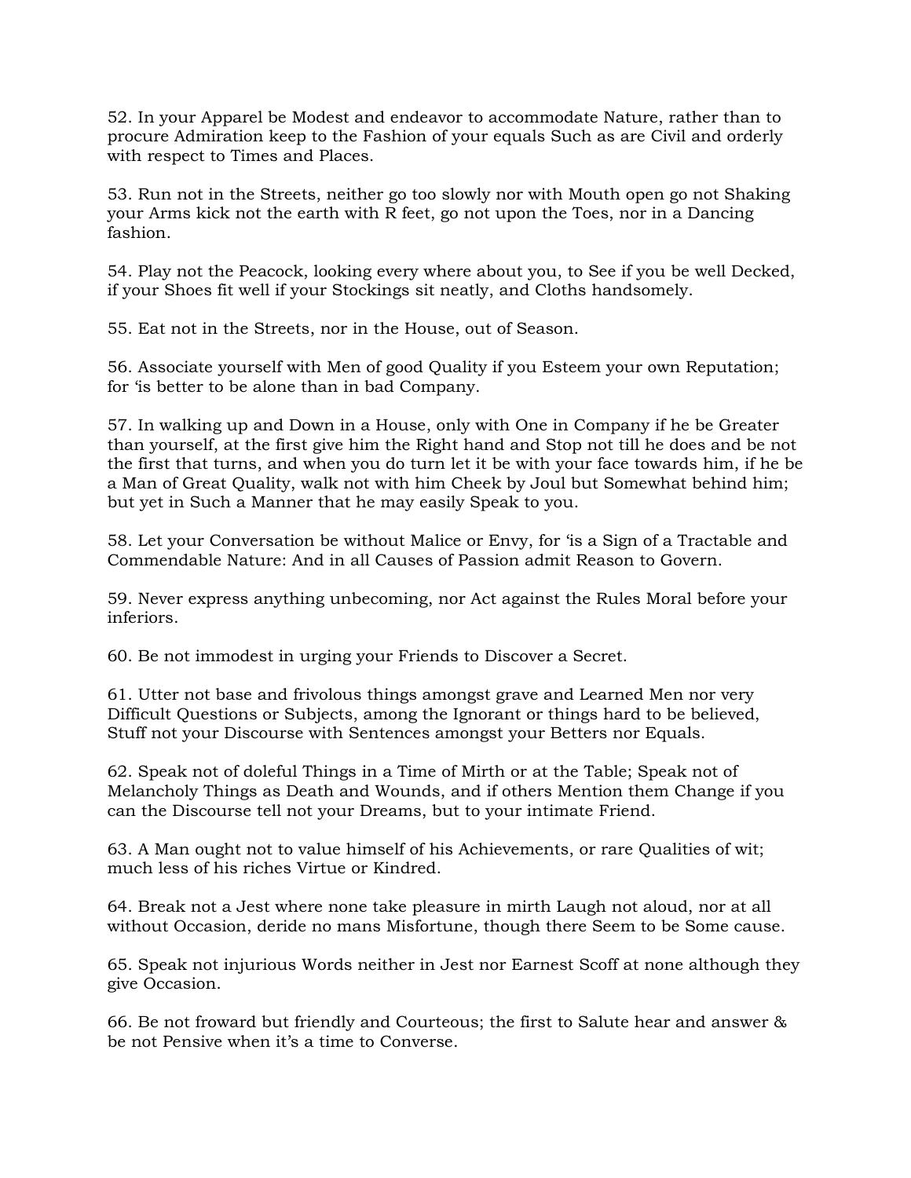52. In your Apparel be Modest and endeavor to accommodate Nature, rather than to procure Admiration keep to the Fashion of your equals Such as are Civil and orderly with respect to Times and Places.

53. Run not in the Streets, neither go too slowly nor with Mouth open go not Shaking your Arms kick not the earth with R feet, go not upon the Toes, nor in a Dancing fashion.

54. Play not the Peacock, looking every where about you, to See if you be well Decked, if your Shoes fit well if your Stockings sit neatly, and Cloths handsomely.

55. Eat not in the Streets, nor in the House, out of Season.

56. Associate yourself with Men of good Quality if you Esteem your own Reputation; for 'is better to be alone than in bad Company.

57. In walking up and Down in a House, only with One in Company if he be Greater than yourself, at the first give him the Right hand and Stop not till he does and be not the first that turns, and when you do turn let it be with your face towards him, if he be a Man of Great Quality, walk not with him Cheek by Joul but Somewhat behind him; but yet in Such a Manner that he may easily Speak to you.

58. Let your Conversation be without Malice or Envy, for 'is a Sign of a Tractable and Commendable Nature: And in all Causes of Passion admit Reason to Govern.

59. Never express anything unbecoming, nor Act against the Rules Moral before your inferiors.

60. Be not immodest in urging your Friends to Discover a Secret.

61. Utter not base and frivolous things amongst grave and Learned Men nor very Difficult Questions or Subjects, among the Ignorant or things hard to be believed, Stuff not your Discourse with Sentences amongst your Betters nor Equals.

62. Speak not of doleful Things in a Time of Mirth or at the Table; Speak not of Melancholy Things as Death and Wounds, and if others Mention them Change if you can the Discourse tell not your Dreams, but to your intimate Friend.

63. A Man ought not to value himself of his Achievements, or rare Qualities of wit; much less of his riches Virtue or Kindred.

64. Break not a Jest where none take pleasure in mirth Laugh not aloud, nor at all without Occasion, deride no mans Misfortune, though there Seem to be Some cause.

65. Speak not injurious Words neither in Jest nor Earnest Scoff at none although they give Occasion.

66. Be not froward but friendly and Courteous; the first to Salute hear and answer & be not Pensive when it's a time to Converse.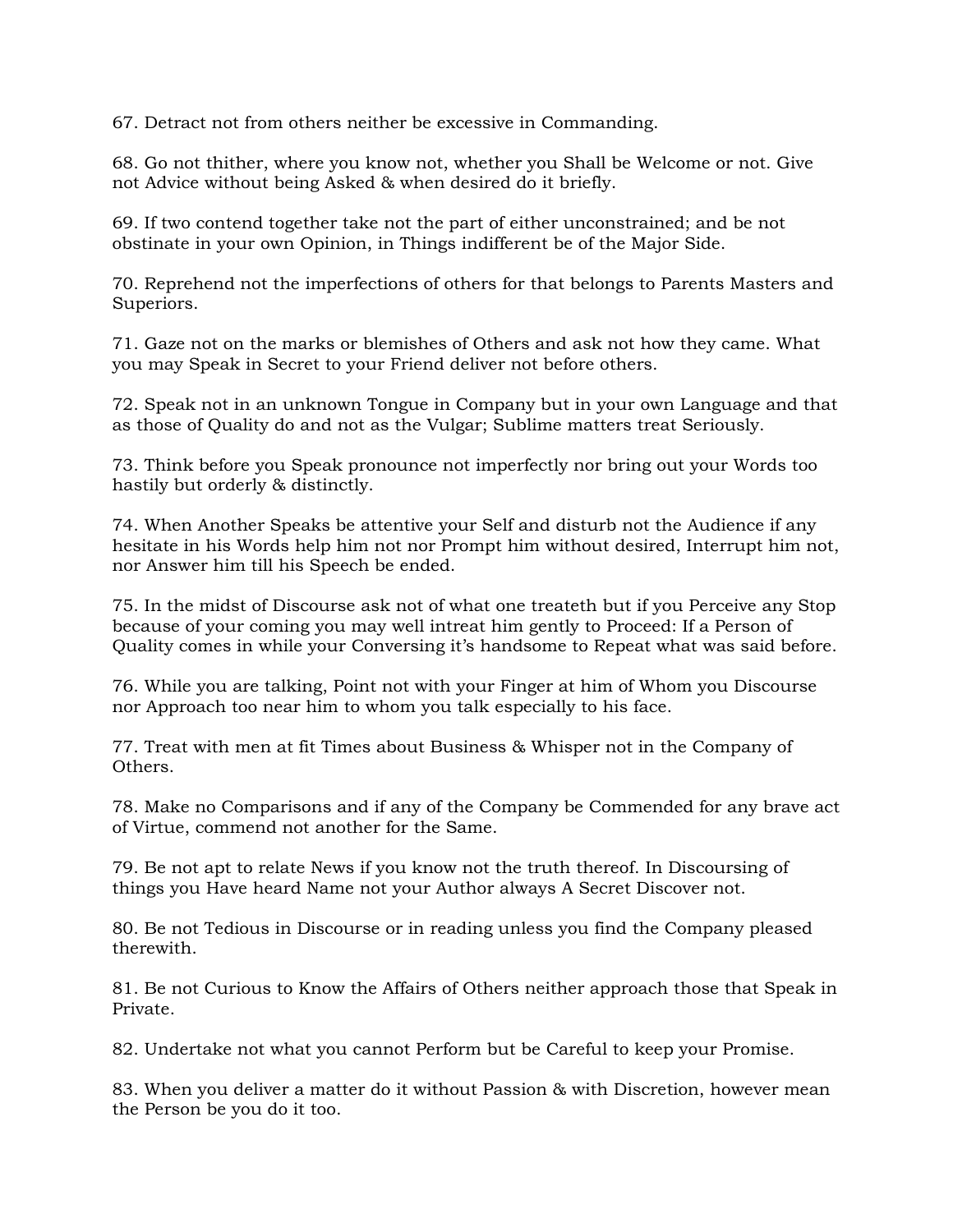67. Detract not from others neither be excessive in Commanding.

68. Go not thither, where you know not, whether you Shall be Welcome or not. Give not Advice without being Asked & when desired do it briefly.

69. If two contend together take not the part of either unconstrained; and be not obstinate in your own Opinion, in Things indifferent be of the Major Side.

70. Reprehend not the imperfections of others for that belongs to Parents Masters and Superiors.

71. Gaze not on the marks or blemishes of Others and ask not how they came. What you may Speak in Secret to your Friend deliver not before others.

72. Speak not in an unknown Tongue in Company but in your own Language and that as those of Quality do and not as the Vulgar; Sublime matters treat Seriously.

73. Think before you Speak pronounce not imperfectly nor bring out your Words too hastily but orderly & distinctly.

74. When Another Speaks be attentive your Self and disturb not the Audience if any hesitate in his Words help him not nor Prompt him without desired, Interrupt him not, nor Answer him till his Speech be ended.

75. In the midst of Discourse ask not of what one treateth but if you Perceive any Stop because of your coming you may well intreat him gently to Proceed: If a Person of Quality comes in while your Conversing it's handsome to Repeat what was said before.

76. While you are talking, Point not with your Finger at him of Whom you Discourse nor Approach too near him to whom you talk especially to his face.

77. Treat with men at fit Times about Business & Whisper not in the Company of Others.

78. Make no Comparisons and if any of the Company be Commended for any brave act of Virtue, commend not another for the Same.

79. Be not apt to relate News if you know not the truth thereof. In Discoursing of things you Have heard Name not your Author always A Secret Discover not.

80. Be not Tedious in Discourse or in reading unless you find the Company pleased therewith.

81. Be not Curious to Know the Affairs of Others neither approach those that Speak in Private.

82. Undertake not what you cannot Perform but be Careful to keep your Promise.

83. When you deliver a matter do it without Passion & with Discretion, however mean the Person be you do it too.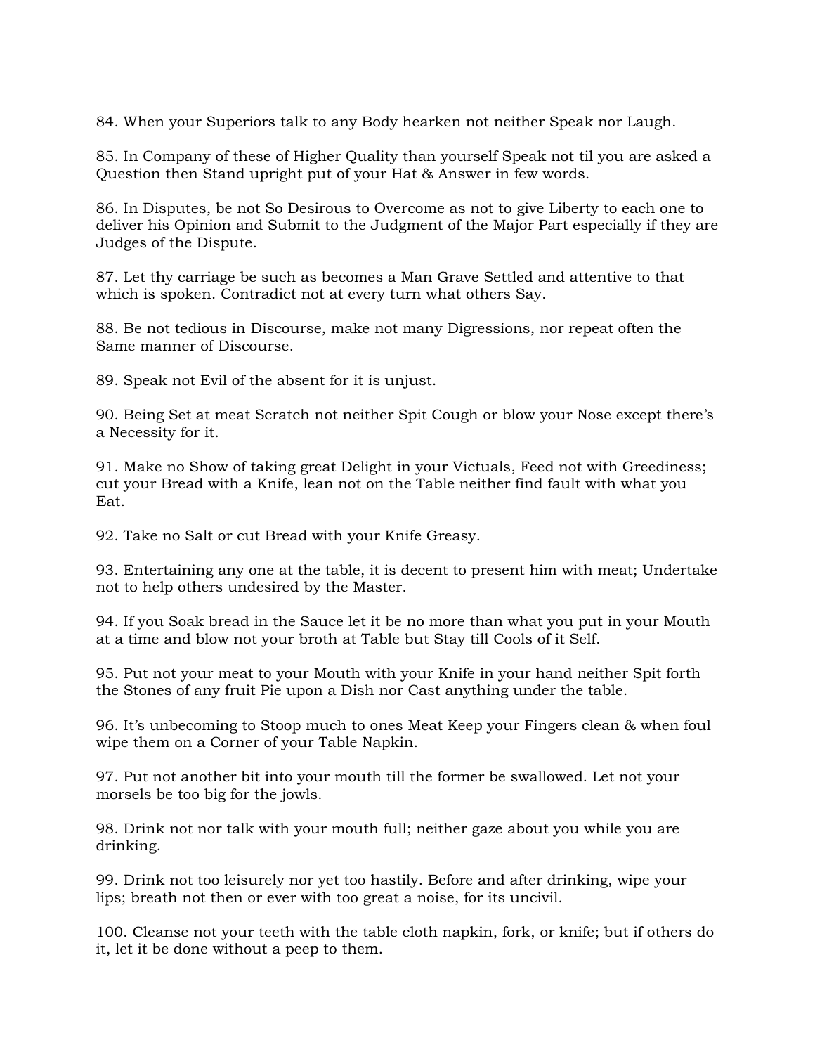84. When your Superiors talk to any Body hearken not neither Speak nor Laugh.

85. In Company of these of Higher Quality than yourself Speak not til you are asked a Question then Stand upright put of your Hat & Answer in few words.

86. In Disputes, be not So Desirous to Overcome as not to give Liberty to each one to deliver his Opinion and Submit to the Judgment of the Major Part especially if they are Judges of the Dispute.

87. Let thy carriage be such as becomes a Man Grave Settled and attentive to that which is spoken. Contradict not at every turn what others Say.

88. Be not tedious in Discourse, make not many Digressions, nor repeat often the Same manner of Discourse.

89. Speak not Evil of the absent for it is unjust.

90. Being Set at meat Scratch not neither Spit Cough or blow your Nose except there's a Necessity for it.

91. Make no Show of taking great Delight in your Victuals, Feed not with Greediness; cut your Bread with a Knife, lean not on the Table neither find fault with what you Eat.

92. Take no Salt or cut Bread with your Knife Greasy.

93. Entertaining any one at the table, it is decent to present him with meat; Undertake not to help others undesired by the Master.

94. If you Soak bread in the Sauce let it be no more than what you put in your Mouth at a time and blow not your broth at Table but Stay till Cools of it Self.

95. Put not your meat to your Mouth with your Knife in your hand neither Spit forth the Stones of any fruit Pie upon a Dish nor Cast anything under the table.

96. It's unbecoming to Stoop much to ones Meat Keep your Fingers clean & when foul wipe them on a Corner of your Table Napkin.

97. Put not another bit into your mouth till the former be swallowed. Let not your morsels be too big for the jowls.

98. Drink not nor talk with your mouth full; neither gaze about you while you are drinking.

99. Drink not too leisurely nor yet too hastily. Before and after drinking, wipe your lips; breath not then or ever with too great a noise, for its uncivil.

100. Cleanse not your teeth with the table cloth napkin, fork, or knife; but if others do it, let it be done without a peep to them.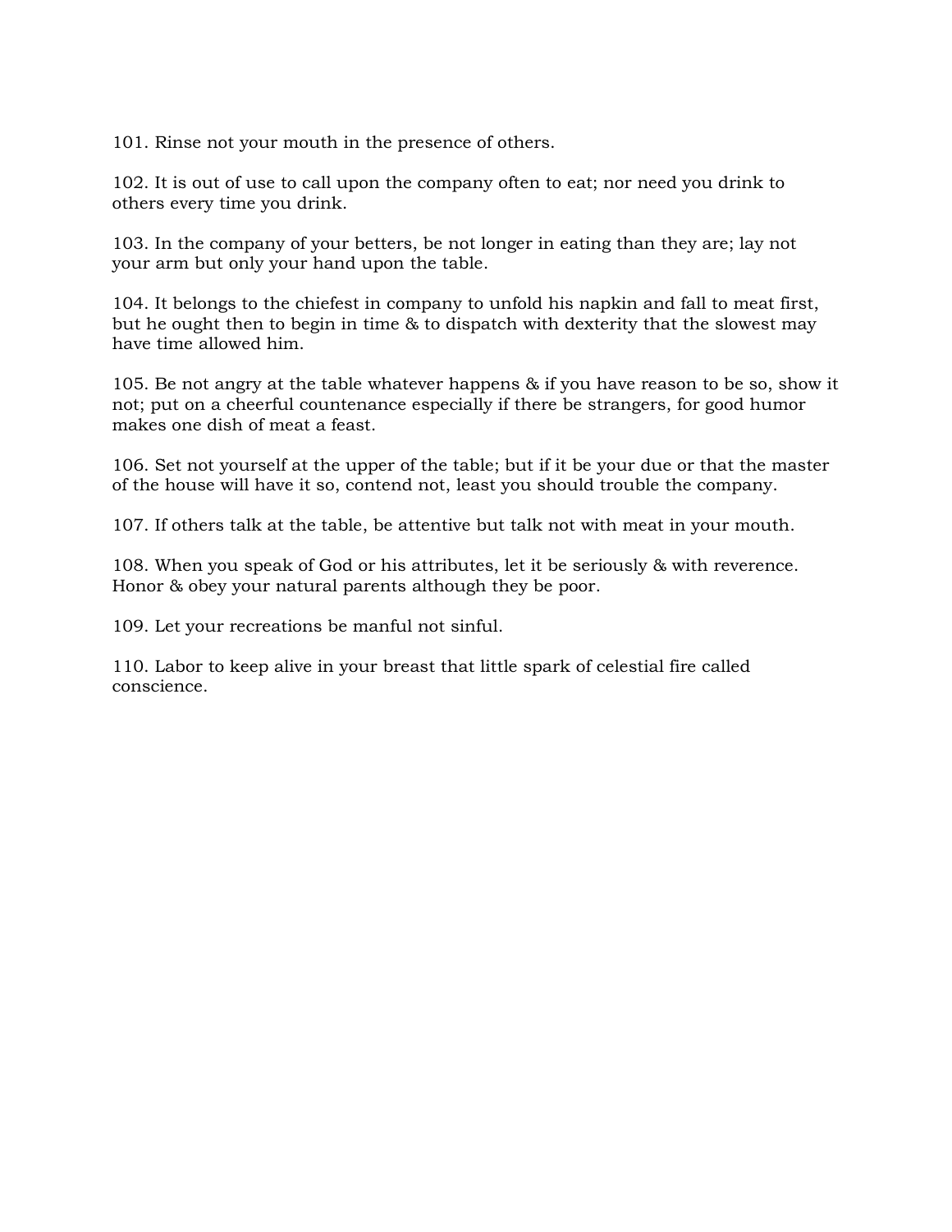101. Rinse not your mouth in the presence of others.

102. It is out of use to call upon the company often to eat; nor need you drink to others every time you drink.

103. In the company of your betters, be not longer in eating than they are; lay not your arm but only your hand upon the table.

104. It belongs to the chiefest in company to unfold his napkin and fall to meat first, but he ought then to begin in time & to dispatch with dexterity that the slowest may have time allowed him.

105. Be not angry at the table whatever happens & if you have reason to be so, show it not; put on a cheerful countenance especially if there be strangers, for good humor makes one dish of meat a feast.

106. Set not yourself at the upper of the table; but if it be your due or that the master of the house will have it so, contend not, least you should trouble the company.

107. If others talk at the table, be attentive but talk not with meat in your mouth.

108. When you speak of God or his attributes, let it be seriously & with reverence. Honor & obey your natural parents although they be poor.

109. Let your recreations be manful not sinful.

110. Labor to keep alive in your breast that little spark of celestial fire called conscience.